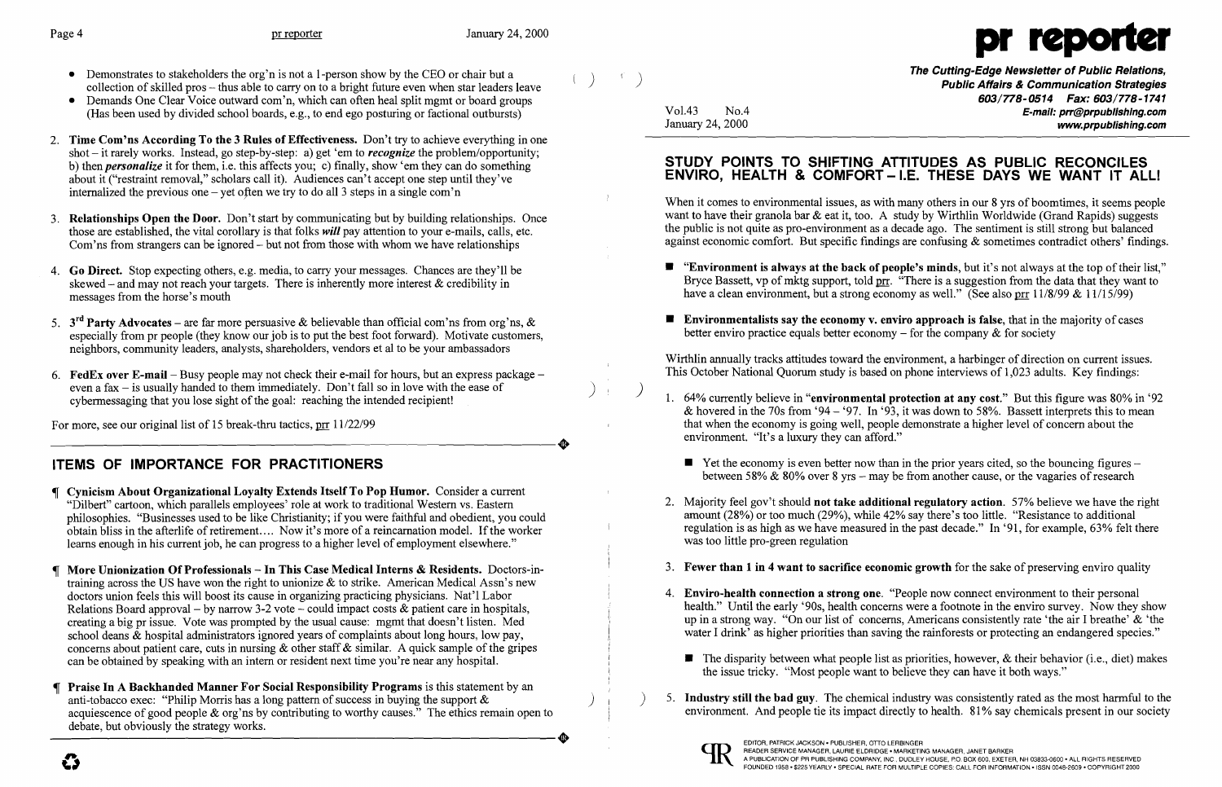- Demonstrates to stakeholders the org'n is not a 1-person show by the CEO or chair but a collection of skilled pros – thus able to carry on to a bright future even when star leaders leave
- Demands One Clear Voice outward com'n, which can often heal split mgmt or board groups (Has been used by divided school boards, e.g., to end ego posturing or factional outbursts)

2. **Time Com'ns According To the 3 Rules of Effectiveness.** Don't try to achieve everything in one shot – it rarely works. Instead, go step-by-step: a) get 'em to ***recognize*** the problem/opportunity; b) then ***personalize*** it for them, i.e. this affects you; c) finally, show 'em they can do something about it ("restraint removal," scholars call it). Audiences can't accept one step until they've internalized the previous one – yet often we try to do all 3 steps in a single com'n

3. **Relationships Open the Door.** Don't start by communicating but by building relationships. Once those are established, the vital corollary is that folks ***will*** pay attention to your e-mails, calls, etc. Com'ns from strangers can be ignored – but not from those with whom we have relationships

4. **Go Direct.** Stop expecting others, e.g. media, to carry your messages. Chances are they'll be skewed – and may not reach your targets. There is inherently more interest & credibility in messages from the horse's mouth

5. **3rd Party Advocates** – are far more persuasive & believable than official com'ns from org'ns, & especially from pr people (they know our job is to put the best foot forward). Motivate customers, neighbors, community leaders, analysts, shareholders, vendors et al to be your ambassadors

6. **FedEx over E-mail** – Busy people may not check their e-mail for hours, but an express package – even a fax – is usually handed to them immediately. Don't fall so in love with the ease of cybermessaging that you lose sight of the goal: reaching the intended recipient!

For more, see our original list of 15 break-thru tactics, prr 11/22/99

## ITEMS OF IMPORTANCE FOR PRACTITIONERS

¶ **Cynicism About Organizational Loyalty Extends Itself To Pop Humor.** Consider a current "Dilbert" cartoon, which parallels employees' role at work to traditional Western vs. Eastern philosophies. "Businesses used to be like Christianity; if you were faithful and obedient, you could obtain bliss in the afterlife of retirement.... Now it's more of a reincarnation model. If the worker learns enough in his current job, he can progress to a higher level of employment elsewhere."

¶ **More Unionization Of Professionals – In This Case Medical Interns & Residents.** Doctors-in-training across the US have won the right to unionize & to strike. American Medical Assn's new doctors union feels this will boost its cause in organizing practicing physicians. Nat'l Labor Relations Board approval – by narrow 3-2 vote – could impact costs & patient care in hospitals, creating a big pr issue. Vote was prompted by the usual cause: mgmt that doesn't listen. Med school deans & hospital administrators ignored years of complaints about long hours, low pay, concerns about patient care, cuts in nursing & other staff & similar. A quick sample of the gripes can be obtained by speaking with an intern or resident next time you're near any hospital.

¶ **Praise In A Backhanded Manner For Social Responsibility Programs** is this statement by an anti-tobacco exec: "Philip Morris has a long pattern of success in buying the support & acquiescence of good people & org'ns by contributing to worthy causes." The ethics remain open to debate, but obviously the strategy works.

# pr reporter

**The Cutting-Edge Newsletter of Public Relations, Public Affairs & Communication Strategies**
**603/778-0514 Fax: 603/778-1741**
Vol.43 No.4
January 24, 2000
**E-mail: prr@prpublishing.com**
**www.prpublishing.com**

## STUDY POINTS TO SHIFTING ATTITUDES AS PUBLIC RECONCILES ENVIRO, HEALTH & COMFORT – I.E. THESE DAYS WE WANT IT ALL!

When it comes to environmental issues, as with many others in our 8 yrs of boomtimes, it seems people want to have their granola bar & eat it, too. A study by Wirthlin Worldwide (Grand Rapids) suggests the public is not quite as pro-environment as a decade ago. The sentiment is still strong but balanced against economic comfort. But specific findings are confusing & sometimes contradict others' findings.

- **"Environment is always at the back of people's minds,** but it's not always at the top of their list," Bryce Bassett, vp of mktg support, told prr. "There is a suggestion from the data that they want to have a clean environment, but a strong economy as well." (See also prr 11/8/99 & 11/15/99)
- **Environmentalists say the economy v. enviro approach is false**, that in the majority of cases better enviro practice equals better economy – for the company & for society

Wirthlin annually tracks attitudes toward the environment, a harbinger of direction on current issues. This October National Quorum study is based on phone interviews of 1,023 adults. Key findings:

1. 64% currently believe in "**environmental protection at any cost.**" But this figure was 80% in '92 & hovered in the 70s from '94 – '97. In '93, it was down to 58%. Bassett interprets this to mean that when the economy is going well, people demonstrate a higher level of concern about the environment. "It's a luxury they can afford."
   - Yet the economy is even better now than in the prior years cited, so the bouncing figures – between 58% & 80% over 8 yrs – may be from another cause, or the vagaries of research

2. Majority feel gov't should **not take additional regulatory action**. 57% believe we have the right amount (28%) or too much (29%), while 42% say there's too little. "Resistance to additional regulation is as high as we have measured in the past decade." In '91, for example, 63% felt there was too little pro-green regulation

3. **Fewer than 1 in 4 want to sacrifice economic growth** for the sake of preserving enviro quality

4. **Enviro-health connection a strong one.** "People now connect environment to their personal health." Until the early '90s, health concerns were a footnote in the enviro survey. Now they show up in a strong way. "On our list of concerns, Americans consistently rate 'the air I breathe' & 'the water I drink' as higher priorities than saving the rainforests or protecting an endangered species."
   - The disparity between what people list as priorities, however, & their behavior (i.e., diet) makes the issue tricky. "Most people want to believe they can have it both ways."

5. **Industry still the bad guy.** The chemical industry was consistently rated as the most harmful to the environment. And people tie its impact directly to health. 81% say chemicals present in our society

EDITOR, PATRICK JACKSON • PUBLISHER, OTTO LERBINGER
READER SERVICE MANAGER, LAURIE ELDRIDGE • MARKETING MANAGER, JANET BARKER
A PUBLICATION OF PR PUBLISHING COMPANY, INC., DUDLEY HOUSE, P.O. BOX 600, EXETER, NH 03833-0600 • ALL RIGHTS RESERVED
FOUNDED 1958 • $225 YEARLY • SPECIAL RATE FOR MULTIPLE COPIES: CALL FOR INFORMATION • ISSN 0048-2609 • COPYRIGHT 2000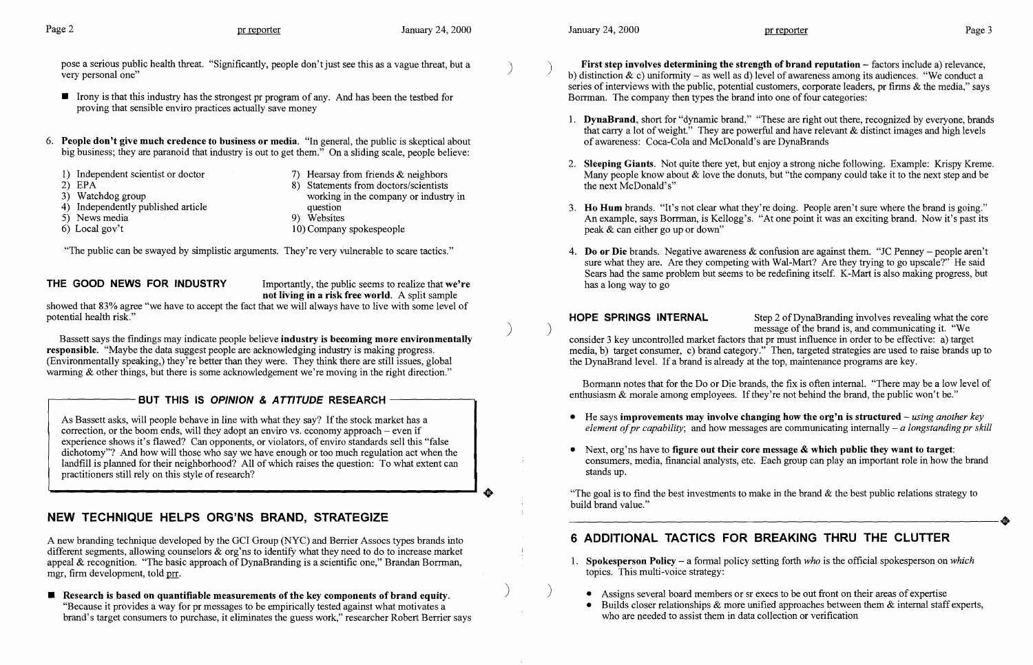pose a serious public health threat. "Significantly, people don't just see this as a vague threat, but a very personal one"

- Irony is that this industry has the strongest pr program of any. And has been the testbed for proving that sensible enviro practices actually save money

6. **People don't give much credence to business or media**. "In general, the public is skeptical about big business; they are paranoid that industry is out to get them." On a sliding scale, people believe:

1) Independent scientist or doctor
2) EPA
3) Watchdog group
4) Independently published article
5) News media
6) Local gov't
7) Hearsay from friends & neighbors
8) Statements from doctors/scientists working in the company or industry in question
9) Websites
10) Company spokespeople

"The public can be swayed by simplistic arguments. They're very vulnerable to scare tactics."

**THE GOOD NEWS FOR INDUSTRY** Importantly, the public seems to realize that **we're not living in a risk free world**. A split sample showed that 83% agree "we have to accept the fact that we will always have to live with some level of potential health risk."

Bassett says the findings may indicate people believe **industry is becoming more environmentally responsible**. "Maybe the data suggest people are acknowledging industry is making progress. (Environmentally speaking,) they're better than they were. They think there are still issues, global warming & other things, but there is some acknowledgement we're moving in the right direction."

**BUT THIS IS *OPINION & ATTITUDE* RESEARCH**

As Bassett asks, will people behave in line with what they say? If the stock market has a correction, or the boom ends, will they adopt an enviro vs. economy approach – even if experience shows it's flawed? Can opponents, or violators, of enviro standards sell this "false dichotomy"? And how will those who say we have enough or too much regulation act when the landfill is planned for their neighborhood? All of which raises the question: To what extent can practitioners still rely on this style of research?

## NEW TECHNIQUE HELPS ORG'NS BRAND, STRATEGIZE

A new branding technique developed by the GCI Group (NYC) and Berrier Assocs types brands into different segments, allowing counselors & org'ns to identify what they need to do to increase market appeal & recognition. "The basic approach of DynaBranding is a scientific one," Brandan Borrman, mgr, firm development, told prr.

- **Research is based on quantifiable measurements of the key components of brand equity.** "Because it provides a way for pr messages to be empirically tested against what motivates a brand's target consumers to purchase, it eliminates the guess work," researcher Robert Berrier says

**First step involves determining the strength of brand reputation** – factors include a) relevance, b) distinction & c) uniformity – as well as d) level of awareness among its audiences. "We conduct a series of interviews with the public, potential customers, corporate leaders, pr firms & the media," says Borrman. The company then types the brand into one of four categories:

1. **DynaBrand**, short for "dynamic brand." "These are right out there, recognized by everyone, brands that carry a lot of weight." They are powerful and have relevant & distinct images and high levels of awareness: Coca-Cola and McDonald's are DynaBrands

2. **Sleeping Giants**. Not quite there yet, but enjoy a strong niche following. Example: Krispy Kreme. Many people know about & love the donuts, but "the company could take it to the next step and be the next McDonald's"

3. **Ho Hum** brands. "It's not clear what they're doing. People aren't sure where the brand is going." An example, says Borrman, is Kellogg's. "At one point it was an exciting brand. Now it's past its peak & can either go up or down"

4. **Do or Die** brands. Negative awareness & confusion are against them. "JC Penney – people aren't sure what they are. Are they competing with Wal-Mart? Are they trying to go upscale?" He said Sears had the same problem but seems to be redefining itself. K-Mart is also making progress, but has a long way to go

**HOPE SPRINGS INTERNAL** Step 2 of DynaBranding involves revealing what the core message of the brand is, and communicating it. "We consider 3 key uncontrolled market factors that pr must influence in order to be effective: a) target media, b) target consumer, c) brand category." Then, targeted strategies are used to raise brands up to the DynaBrand level. If a brand is already at the top, maintenance programs are key.

Bormann notes that for the Do or Die brands, the fix is often internal. "There may be a low level of enthusiasm & morale among employees. If they're not behind the brand, the public won't be."

- He says **improvements may involve changing how the org'n is structured** – *using another key element of pr capability*; and how messages are communicating internally – *a longstanding pr skill*

- Next, org'ns have to **figure out their core message & which public they want to target**: consumers, media, financial analysts, etc. Each group can play an important role in how the brand stands up.

"The goal is to find the best investments to make in the brand & the best public relations strategy to build brand value."

## 6 ADDITIONAL TACTICS FOR BREAKING THRU THE CLUTTER

1. **Spokesperson Policy** – a formal policy setting forth *who* is the official spokesperson on *which* topics. This multi-voice strategy:

   - Assigns several board members or sr execs to be out front on their areas of expertise
   - Builds closer relationships & more unified approaches between them & internal staff experts, who are needed to assist them in data collection or verification